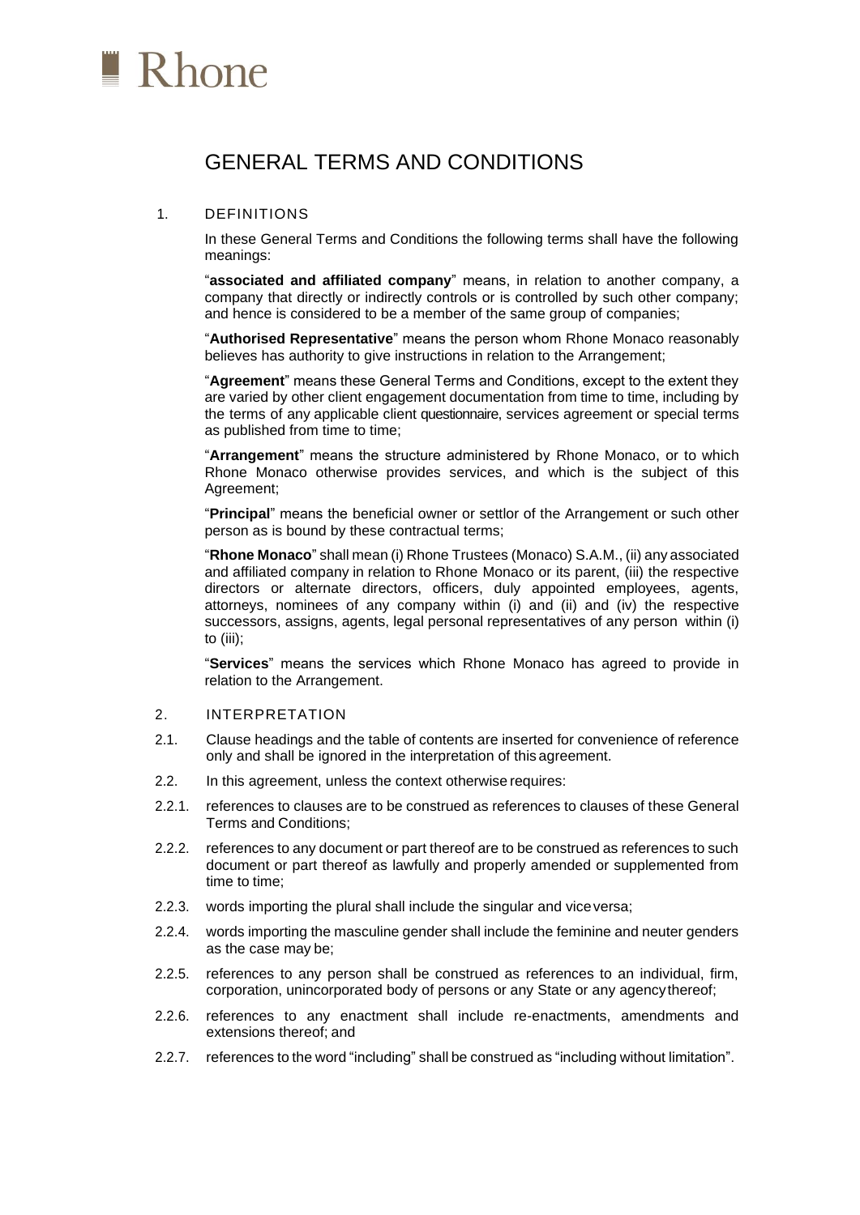Rhone

# GENERAL TERMS AND CONDITIONS

## 1. DEFINITIONS

In these General Terms and Conditions the following terms shall have the following meanings:

"**associated and affiliated company**" means, in relation to another company, a company that directly or indirectly controls or is controlled by such other company; and hence is considered to be a member of the same group of companies;

"**Authorised Representative**" means the person whom Rhone Monaco reasonably believes has authority to give instructions in relation to the Arrangement;

"**Agreement**" means these General Terms and Conditions, except to the extent they are varied by other client engagement documentation from time to time, including by the terms of any applicable client questionnaire, services agreement or special terms as published from time to time;

"**Arrangement**" means the structure administered by Rhone Monaco, or to which Rhone Monaco otherwise provides services, and which is the subject of this Agreement;

"**Principal**" means the beneficial owner or settlor of the Arrangement or such other person as is bound by these contractual terms;

"**Rhone Monaco**" shall mean (i) Rhone Trustees (Monaco) S.A.M., (ii) any associated and affiliated company in relation to Rhone Monaco or its parent, (iii) the respective directors or alternate directors, officers, duly appointed employees, agents, attorneys, nominees of any company within (i) and (ii) and (iv) the respective successors, assigns, agents, legal personal representatives of any person within (i) to (iii);

"**Services**" means the services which Rhone Monaco has agreed to provide in relation to the Arrangement.

## 2. INTERPRETATION

2.1. Clause headings and the table of contents are inserted for convenience of reference only and shall be ignored in the interpretation of this agreement.

2.2. In this agreement, unless the context otherwise requires:

2.2.1. references to clauses are to be construed as references to clauses of these General Terms and Conditions;

2.2.2. references to any document or part thereof are to be construed as references to such document or part thereof as lawfully and properly amended or supplemented from time to time;

2.2.3. words importing the plural shall include the singular and vice versa;

2.2.4. words importing the masculine gender shall include the feminine and neuter genders as the case may be;

2.2.5. references to any person shall be construed as references to an individual, firm, corporation, unincorporated body of persons or any State or any agency thereof;

2.2.6. references to any enactment shall include re-enactments, amendments and extensions thereof; and

2.2.7. references to the word "including" shall be construed as "including without limitation".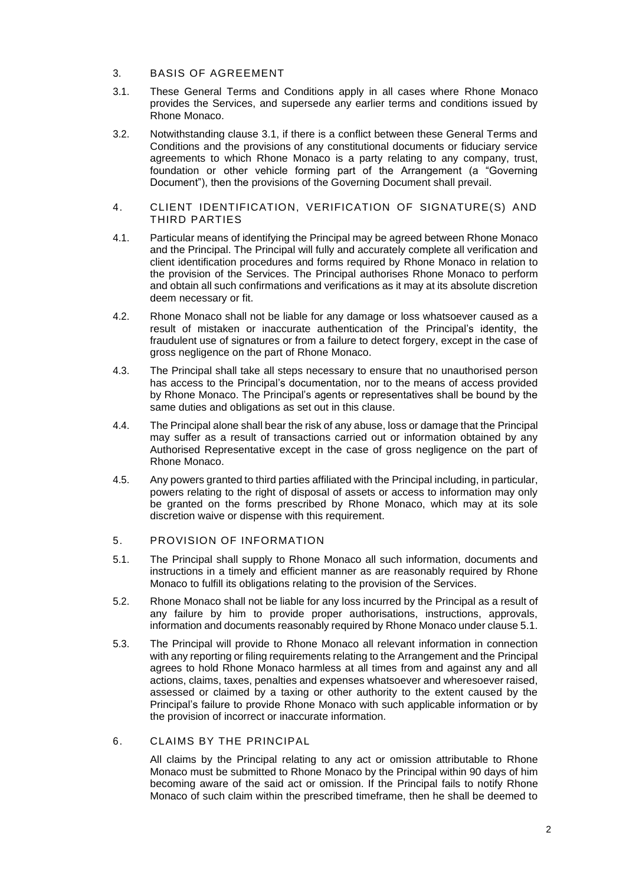## 3. BASIS OF AGREEMENT

3.1. These General Terms and Conditions apply in all cases where Rhone Monaco provides the Services, and supersede any earlier terms and conditions issued by Rhone Monaco.

3.2. Notwithstanding clause 3.1, if there is a conflict between these General Terms and Conditions and the provisions of any constitutional documents or fiduciary service agreements to which Rhone Monaco is a party relating to any company, trust, foundation or other vehicle forming part of the Arrangement (a "Governing Document"), then the provisions of the Governing Document shall prevail.

## 4. CLIENT IDENTIFICATION, VERIFICATION OF SIGNATURE(S) AND THIRD PARTIES

4.1. Particular means of identifying the Principal may be agreed between Rhone Monaco and the Principal. The Principal will fully and accurately complete all verification and client identification procedures and forms required by Rhone Monaco in relation to the provision of the Services. The Principal authorises Rhone Monaco to perform and obtain all such confirmations and verifications as it may at its absolute discretion deem necessary or fit.

4.2. Rhone Monaco shall not be liable for any damage or loss whatsoever caused as a result of mistaken or inaccurate authentication of the Principal's identity, the fraudulent use of signatures or from a failure to detect forgery, except in the case of gross negligence on the part of Rhone Monaco.

4.3. The Principal shall take all steps necessary to ensure that no unauthorised person has access to the Principal's documentation, nor to the means of access provided by Rhone Monaco. The Principal's agents or representatives shall be bound by the same duties and obligations as set out in this clause.

4.4. The Principal alone shall bear the risk of any abuse, loss or damage that the Principal may suffer as a result of transactions carried out or information obtained by any Authorised Representative except in the case of gross negligence on the part of Rhone Monaco.

4.5. Any powers granted to third parties affiliated with the Principal including, in particular, powers relating to the right of disposal of assets or access to information may only be granted on the forms prescribed by Rhone Monaco, which may at its sole discretion waive or dispense with this requirement.

## 5. PROVISION OF INFORMATION

5.1. The Principal shall supply to Rhone Monaco all such information, documents and instructions in a timely and efficient manner as are reasonably required by Rhone Monaco to fulfill its obligations relating to the provision of the Services.

5.2. Rhone Monaco shall not be liable for any loss incurred by the Principal as a result of any failure by him to provide proper authorisations, instructions, approvals, information and documents reasonably required by Rhone Monaco under clause 5.1.

5.3. The Principal will provide to Rhone Monaco all relevant information in connection with any reporting or filing requirements relating to the Arrangement and the Principal agrees to hold Rhone Monaco harmless at all times from and against any and all actions, claims, taxes, penalties and expenses whatsoever and wheresoever raised, assessed or claimed by a taxing or other authority to the extent caused by the Principal's failure to provide Rhone Monaco with such applicable information or by the provision of incorrect or inaccurate information.

## 6. CLAIMS BY THE PRINCIPAL

All claims by the Principal relating to any act or omission attributable to Rhone Monaco must be submitted to Rhone Monaco by the Principal within 90 days of him becoming aware of the said act or omission. If the Principal fails to notify Rhone Monaco of such claim within the prescribed timeframe, then he shall be deemed to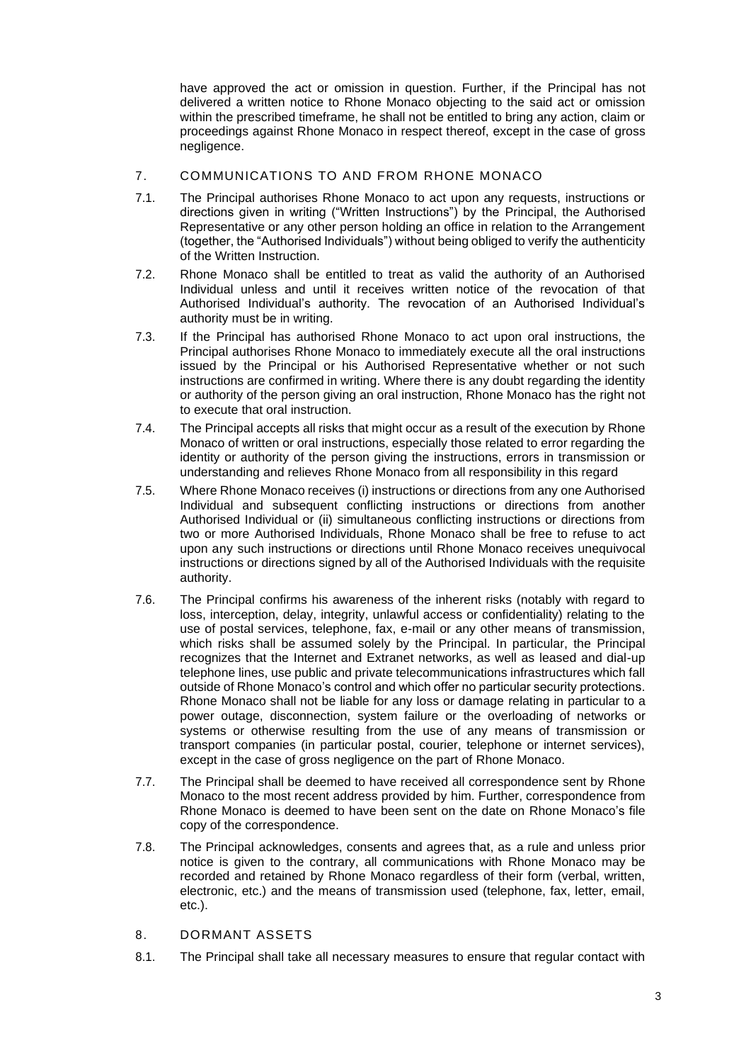have approved the act or omission in question. Further, if the Principal has not delivered a written notice to Rhone Monaco objecting to the said act or omission within the prescribed timeframe, he shall not be entitled to bring any action, claim or proceedings against Rhone Monaco in respect thereof, except in the case of gross negligence.

## 7. COMMUNICATIONS TO AND FROM RHONE MONACO

7.1. The Principal authorises Rhone Monaco to act upon any requests, instructions or directions given in writing ("Written Instructions") by the Principal, the Authorised Representative or any other person holding an office in relation to the Arrangement (together, the "Authorised Individuals") without being obliged to verify the authenticity of the Written Instruction.

7.2. Rhone Monaco shall be entitled to treat as valid the authority of an Authorised Individual unless and until it receives written notice of the revocation of that Authorised Individual's authority. The revocation of an Authorised Individual's authority must be in writing.

7.3. If the Principal has authorised Rhone Monaco to act upon oral instructions, the Principal authorises Rhone Monaco to immediately execute all the oral instructions issued by the Principal or his Authorised Representative whether or not such instructions are confirmed in writing. Where there is any doubt regarding the identity or authority of the person giving an oral instruction, Rhone Monaco has the right not to execute that oral instruction.

7.4. The Principal accepts all risks that might occur as a result of the execution by Rhone Monaco of written or oral instructions, especially those related to error regarding the identity or authority of the person giving the instructions, errors in transmission or understanding and relieves Rhone Monaco from all responsibility in this regard

7.5. Where Rhone Monaco receives (i) instructions or directions from any one Authorised Individual and subsequent conflicting instructions or directions from another Authorised Individual or (ii) simultaneous conflicting instructions or directions from two or more Authorised Individuals, Rhone Monaco shall be free to refuse to act upon any such instructions or directions until Rhone Monaco receives unequivocal instructions or directions signed by all of the Authorised Individuals with the requisite authority.

7.6. The Principal confirms his awareness of the inherent risks (notably with regard to loss, interception, delay, integrity, unlawful access or confidentiality) relating to the use of postal services, telephone, fax, e-mail or any other means of transmission, which risks shall be assumed solely by the Principal. In particular, the Principal recognizes that the Internet and Extranet networks, as well as leased and dial-up telephone lines, use public and private telecommunications infrastructures which fall outside of Rhone Monaco's control and which offer no particular security protections. Rhone Monaco shall not be liable for any loss or damage relating in particular to a power outage, disconnection, system failure or the overloading of networks or systems or otherwise resulting from the use of any means of transmission or transport companies (in particular postal, courier, telephone or internet services), except in the case of gross negligence on the part of Rhone Monaco.

7.7. The Principal shall be deemed to have received all correspondence sent by Rhone Monaco to the most recent address provided by him. Further, correspondence from Rhone Monaco is deemed to have been sent on the date on Rhone Monaco's file copy of the correspondence.

7.8. The Principal acknowledges, consents and agrees that, as a rule and unless prior notice is given to the contrary, all communications with Rhone Monaco may be recorded and retained by Rhone Monaco regardless of their form (verbal, written, electronic, etc.) and the means of transmission used (telephone, fax, letter, email, etc.).

## 8. DORMANT ASSETS

8.1. The Principal shall take all necessary measures to ensure that regular contact with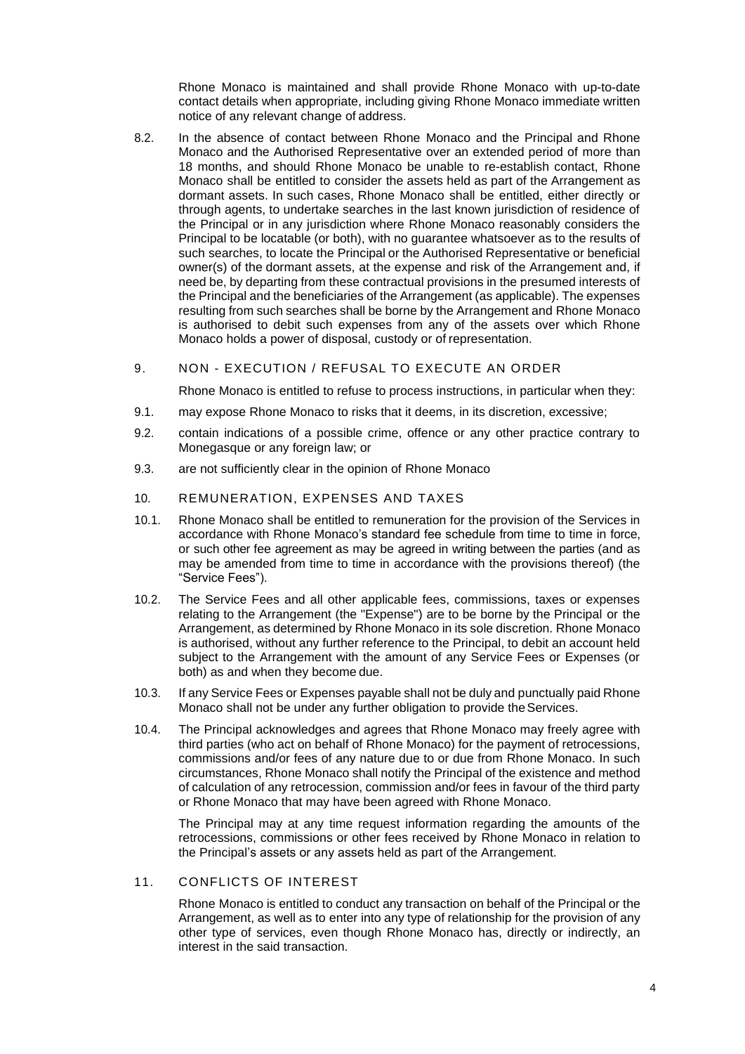Rhone Monaco is maintained and shall provide Rhone Monaco with up-to-date contact details when appropriate, including giving Rhone Monaco immediate written notice of any relevant change of address.

8.2. In the absence of contact between Rhone Monaco and the Principal and Rhone Monaco and the Authorised Representative over an extended period of more than 18 months, and should Rhone Monaco be unable to re-establish contact, Rhone Monaco shall be entitled to consider the assets held as part of the Arrangement as dormant assets. In such cases, Rhone Monaco shall be entitled, either directly or through agents, to undertake searches in the last known jurisdiction of residence of the Principal or in any jurisdiction where Rhone Monaco reasonably considers the Principal to be locatable (or both), with no guarantee whatsoever as to the results of such searches, to locate the Principal or the Authorised Representative or beneficial owner(s) of the dormant assets, at the expense and risk of the Arrangement and, if need be, by departing from these contractual provisions in the presumed interests of the Principal and the beneficiaries of the Arrangement (as applicable). The expenses resulting from such searches shall be borne by the Arrangement and Rhone Monaco is authorised to debit such expenses from any of the assets over which Rhone Monaco holds a power of disposal, custody or of representation.

## 9. NON - EXECUTION / REFUSAL TO EXECUTE AN ORDER

Rhone Monaco is entitled to refuse to process instructions, in particular when they:

9.1. may expose Rhone Monaco to risks that it deems, in its discretion, excessive;

9.2. contain indications of a possible crime, offence or any other practice contrary to Monegasque or any foreign law; or

9.3. are not sufficiently clear in the opinion of Rhone Monaco

## 10. REMUNERATION, EXPENSES AND TAXES

10.1. Rhone Monaco shall be entitled to remuneration for the provision of the Services in accordance with Rhone Monaco's standard fee schedule from time to time in force, or such other fee agreement as may be agreed in writing between the parties (and as may be amended from time to time in accordance with the provisions thereof) (the "Service Fees").

10.2. The Service Fees and all other applicable fees, commissions, taxes or expenses relating to the Arrangement (the "Expense") are to be borne by the Principal or the Arrangement, as determined by Rhone Monaco in its sole discretion. Rhone Monaco is authorised, without any further reference to the Principal, to debit an account held subject to the Arrangement with the amount of any Service Fees or Expenses (or both) as and when they become due.

10.3. If any Service Fees or Expenses payable shall not be duly and punctually paid Rhone Monaco shall not be under any further obligation to provide the Services.

10.4. The Principal acknowledges and agrees that Rhone Monaco may freely agree with third parties (who act on behalf of Rhone Monaco) for the payment of retrocessions, commissions and/or fees of any nature due to or due from Rhone Monaco. In such circumstances, Rhone Monaco shall notify the Principal of the existence and method of calculation of any retrocession, commission and/or fees in favour of the third party or Rhone Monaco that may have been agreed with Rhone Monaco.

The Principal may at any time request information regarding the amounts of the retrocessions, commissions or other fees received by Rhone Monaco in relation to the Principal's assets or any assets held as part of the Arrangement.

## 11. CONFLICTS OF INTEREST

Rhone Monaco is entitled to conduct any transaction on behalf of the Principal or the Arrangement, as well as to enter into any type of relationship for the provision of any other type of services, even though Rhone Monaco has, directly or indirectly, an interest in the said transaction.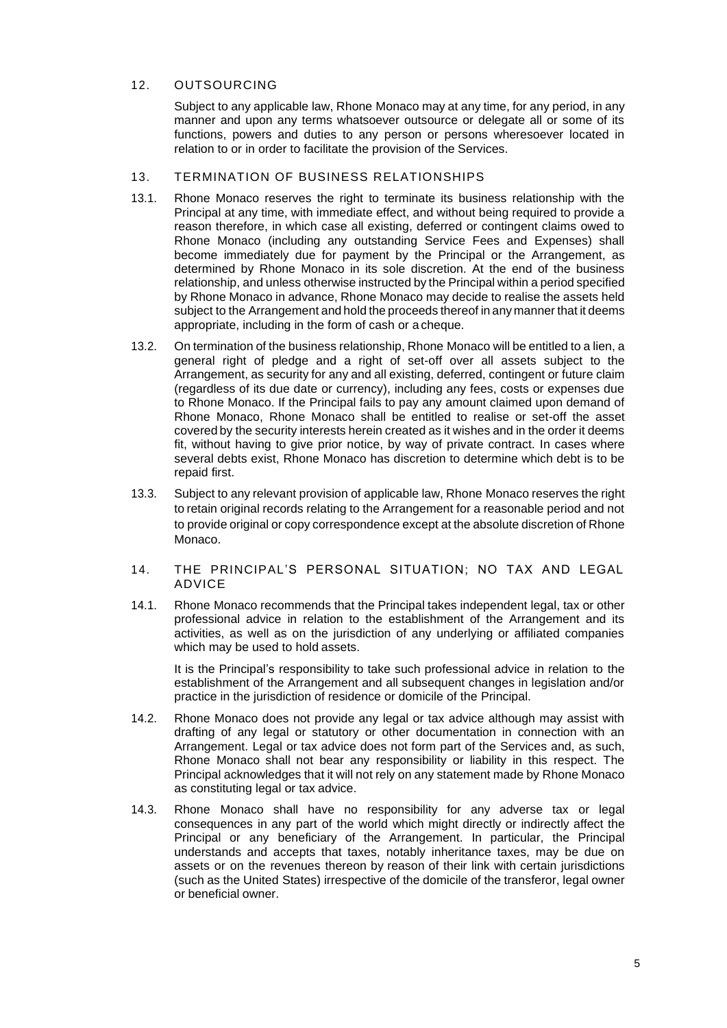## 12. OUTSOURCING

Subject to any applicable law, Rhone Monaco may at any time, for any period, in any manner and upon any terms whatsoever outsource or delegate all or some of its functions, powers and duties to any person or persons wheresoever located in relation to or in order to facilitate the provision of the Services.

## 13. TERMINATION OF BUSINESS RELATIONSHIPS

13.1. Rhone Monaco reserves the right to terminate its business relationship with the Principal at any time, with immediate effect, and without being required to provide a reason therefore, in which case all existing, deferred or contingent claims owed to Rhone Monaco (including any outstanding Service Fees and Expenses) shall become immediately due for payment by the Principal or the Arrangement, as determined by Rhone Monaco in its sole discretion. At the end of the business relationship, and unless otherwise instructed by the Principal within a period specified by Rhone Monaco in advance, Rhone Monaco may decide to realise the assets held subject to the Arrangement and hold the proceeds thereof in any manner that it deems appropriate, including in the form of cash or a cheque.

13.2. On termination of the business relationship, Rhone Monaco will be entitled to a lien, a general right of pledge and a right of set-off over all assets subject to the Arrangement, as security for any and all existing, deferred, contingent or future claim (regardless of its due date or currency), including any fees, costs or expenses due to Rhone Monaco. If the Principal fails to pay any amount claimed upon demand of Rhone Monaco, Rhone Monaco shall be entitled to realise or set-off the asset covered by the security interests herein created as it wishes and in the order it deems fit, without having to give prior notice, by way of private contract. In cases where several debts exist, Rhone Monaco has discretion to determine which debt is to be repaid first.

13.3. Subject to any relevant provision of applicable law, Rhone Monaco reserves the right to retain original records relating to the Arrangement for a reasonable period and not to provide original or copy correspondence except at the absolute discretion of Rhone Monaco.

## 14. THE PRINCIPAL'S PERSONAL SITUATION; NO TAX AND LEGAL ADVICE

14.1. Rhone Monaco recommends that the Principal takes independent legal, tax or other professional advice in relation to the establishment of the Arrangement and its activities, as well as on the jurisdiction of any underlying or affiliated companies which may be used to hold assets.

It is the Principal's responsibility to take such professional advice in relation to the establishment of the Arrangement and all subsequent changes in legislation and/or practice in the jurisdiction of residence or domicile of the Principal.

14.2. Rhone Monaco does not provide any legal or tax advice although may assist with drafting of any legal or statutory or other documentation in connection with an Arrangement. Legal or tax advice does not form part of the Services and, as such, Rhone Monaco shall not bear any responsibility or liability in this respect. The Principal acknowledges that it will not rely on any statement made by Rhone Monaco as constituting legal or tax advice.

14.3. Rhone Monaco shall have no responsibility for any adverse tax or legal consequences in any part of the world which might directly or indirectly affect the Principal or any beneficiary of the Arrangement. In particular, the Principal understands and accepts that taxes, notably inheritance taxes, may be due on assets or on the revenues thereon by reason of their link with certain jurisdictions (such as the United States) irrespective of the domicile of the transferor, legal owner or beneficial owner.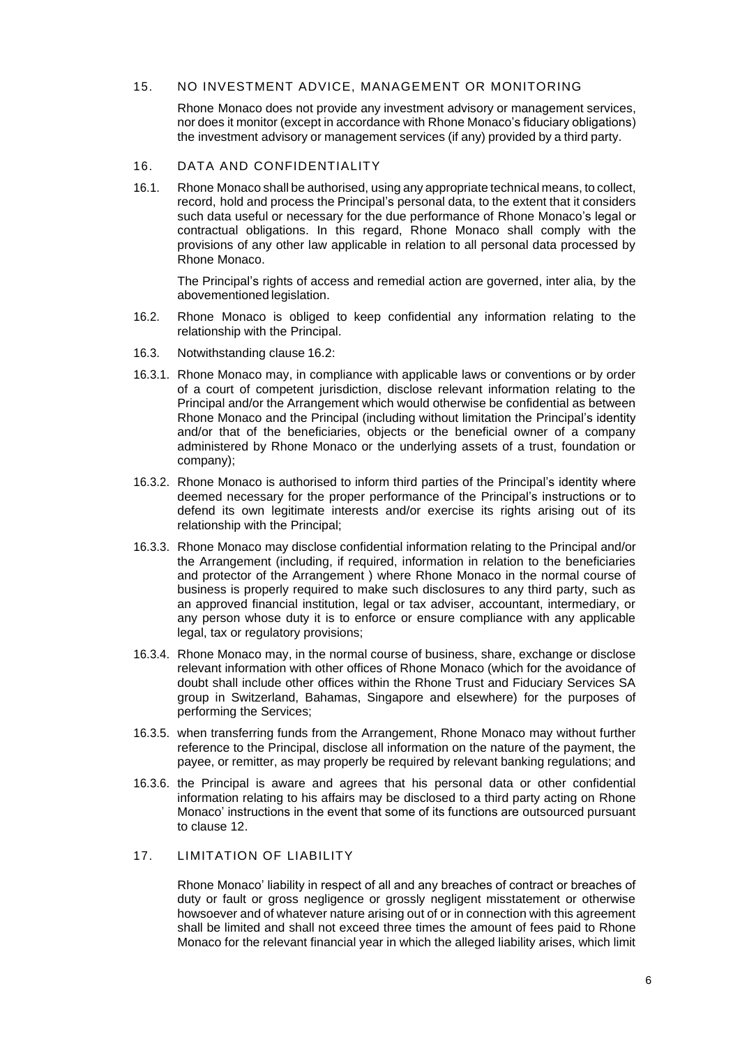## 15. NO INVESTMENT ADVICE, MANAGEMENT OR MONITORING

Rhone Monaco does not provide any investment advisory or management services, nor does it monitor (except in accordance with Rhone Monaco's fiduciary obligations) the investment advisory or management services (if any) provided by a third party.

## 16. DATA AND CONFIDENTIALITY

16.1. Rhone Monaco shall be authorised, using any appropriate technical means, to collect, record, hold and process the Principal's personal data, to the extent that it considers such data useful or necessary for the due performance of Rhone Monaco's legal or contractual obligations. In this regard, Rhone Monaco shall comply with the provisions of any other law applicable in relation to all personal data processed by Rhone Monaco.

The Principal's rights of access and remedial action are governed, inter alia, by the abovementioned legislation.

16.2. Rhone Monaco is obliged to keep confidential any information relating to the relationship with the Principal.

16.3. Notwithstanding clause 16.2:

16.3.1. Rhone Monaco may, in compliance with applicable laws or conventions or by order of a court of competent jurisdiction, disclose relevant information relating to the Principal and/or the Arrangement which would otherwise be confidential as between Rhone Monaco and the Principal (including without limitation the Principal's identity and/or that of the beneficiaries, objects or the beneficial owner of a company administered by Rhone Monaco or the underlying assets of a trust, foundation or company);

16.3.2. Rhone Monaco is authorised to inform third parties of the Principal's identity where deemed necessary for the proper performance of the Principal's instructions or to defend its own legitimate interests and/or exercise its rights arising out of its relationship with the Principal;

16.3.3. Rhone Monaco may disclose confidential information relating to the Principal and/or the Arrangement (including, if required, information in relation to the beneficiaries and protector of the Arrangement ) where Rhone Monaco in the normal course of business is properly required to make such disclosures to any third party, such as an approved financial institution, legal or tax adviser, accountant, intermediary, or any person whose duty it is to enforce or ensure compliance with any applicable legal, tax or regulatory provisions;

16.3.4. Rhone Monaco may, in the normal course of business, share, exchange or disclose relevant information with other offices of Rhone Monaco (which for the avoidance of doubt shall include other offices within the Rhone Trust and Fiduciary Services SA group in Switzerland, Bahamas, Singapore and elsewhere) for the purposes of performing the Services;

16.3.5. when transferring funds from the Arrangement, Rhone Monaco may without further reference to the Principal, disclose all information on the nature of the payment, the payee, or remitter, as may properly be required by relevant banking regulations; and

16.3.6. the Principal is aware and agrees that his personal data or other confidential information relating to his affairs may be disclosed to a third party acting on Rhone Monaco' instructions in the event that some of its functions are outsourced pursuant to clause 12.

## 17. LIMITATION OF LIABILITY

Rhone Monaco' liability in respect of all and any breaches of contract or breaches of duty or fault or gross negligence or grossly negligent misstatement or otherwise howsoever and of whatever nature arising out of or in connection with this agreement shall be limited and shall not exceed three times the amount of fees paid to Rhone Monaco for the relevant financial year in which the alleged liability arises, which limit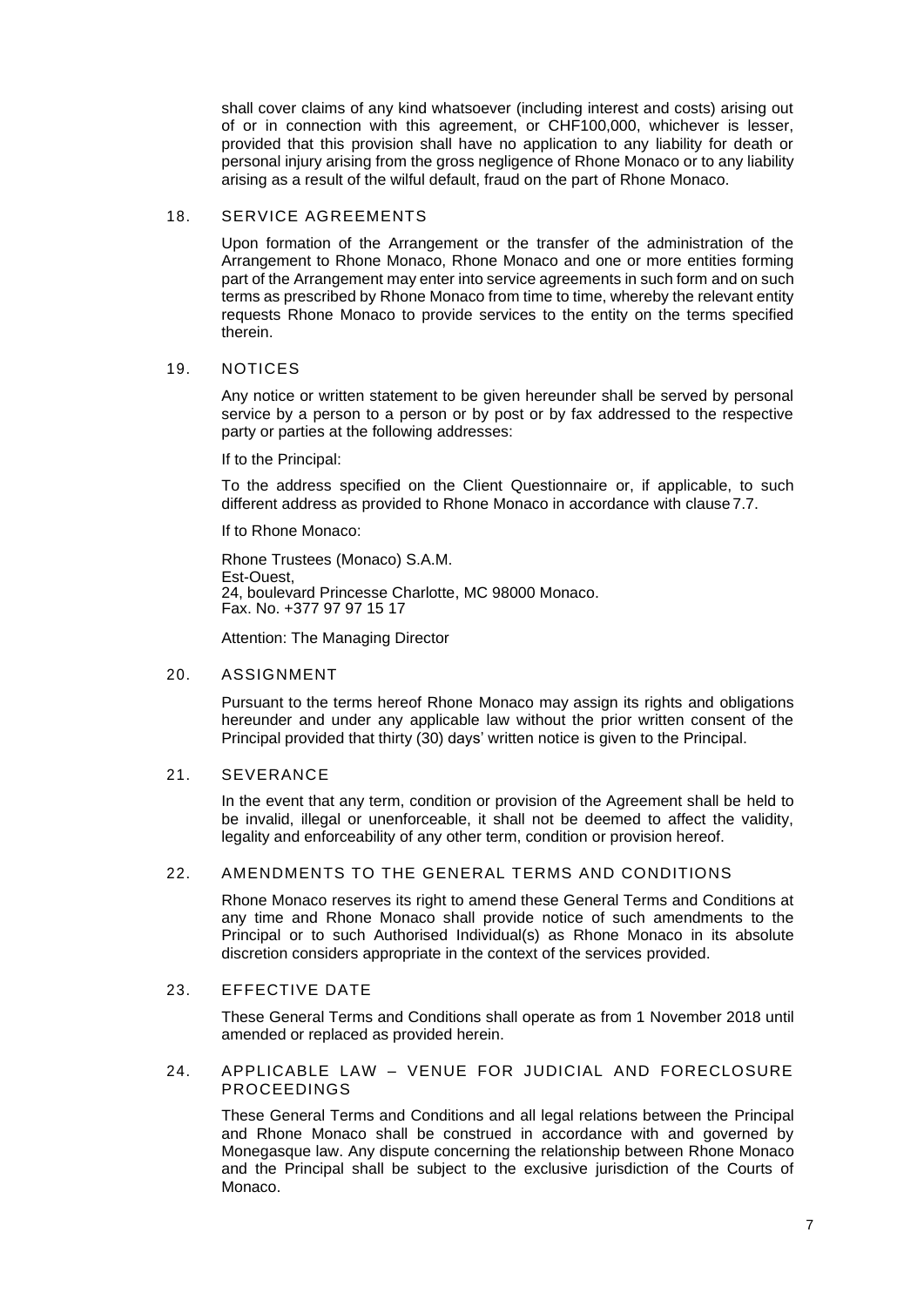shall cover claims of any kind whatsoever (including interest and costs) arising out of or in connection with this agreement, or CHF100,000, whichever is lesser, provided that this provision shall have no application to any liability for death or personal injury arising from the gross negligence of Rhone Monaco or to any liability arising as a result of the wilful default, fraud on the part of Rhone Monaco.

## 18. SERVICE AGREEMENTS

Upon formation of the Arrangement or the transfer of the administration of the Arrangement to Rhone Monaco, Rhone Monaco and one or more entities forming part of the Arrangement may enter into service agreements in such form and on such terms as prescribed by Rhone Monaco from time to time, whereby the relevant entity requests Rhone Monaco to provide services to the entity on the terms specified therein.

## 19. NOTICES

Any notice or written statement to be given hereunder shall be served by personal service by a person to a person or by post or by fax addressed to the respective party or parties at the following addresses:

If to the Principal:

To the address specified on the Client Questionnaire or, if applicable, to such different address as provided to Rhone Monaco in accordance with clause 7.7.

If to Rhone Monaco:

Rhone Trustees (Monaco) S.A.M.
Est-Ouest,
24, boulevard Princesse Charlotte, MC 98000 Monaco.
Fax. No. +377 97 97 15 17

Attention: The Managing Director

## 20. ASSIGNMENT

Pursuant to the terms hereof Rhone Monaco may assign its rights and obligations hereunder and under any applicable law without the prior written consent of the Principal provided that thirty (30) days' written notice is given to the Principal.

## 21. SEVERANCE

In the event that any term, condition or provision of the Agreement shall be held to be invalid, illegal or unenforceable, it shall not be deemed to affect the validity, legality and enforceability of any other term, condition or provision hereof.

## 22. AMENDMENTS TO THE GENERAL TERMS AND CONDITIONS

Rhone Monaco reserves its right to amend these General Terms and Conditions at any time and Rhone Monaco shall provide notice of such amendments to the Principal or to such Authorised Individual(s) as Rhone Monaco in its absolute discretion considers appropriate in the context of the services provided.

## 23. EFFECTIVE DATE

These General Terms and Conditions shall operate as from 1 November 2018 until amended or replaced as provided herein.

## 24. APPLICABLE LAW – VENUE FOR JUDICIAL AND FORECLOSURE PROCEEDINGS

These General Terms and Conditions and all legal relations between the Principal and Rhone Monaco shall be construed in accordance with and governed by Monegasque law. Any dispute concerning the relationship between Rhone Monaco and the Principal shall be subject to the exclusive jurisdiction of the Courts of Monaco.